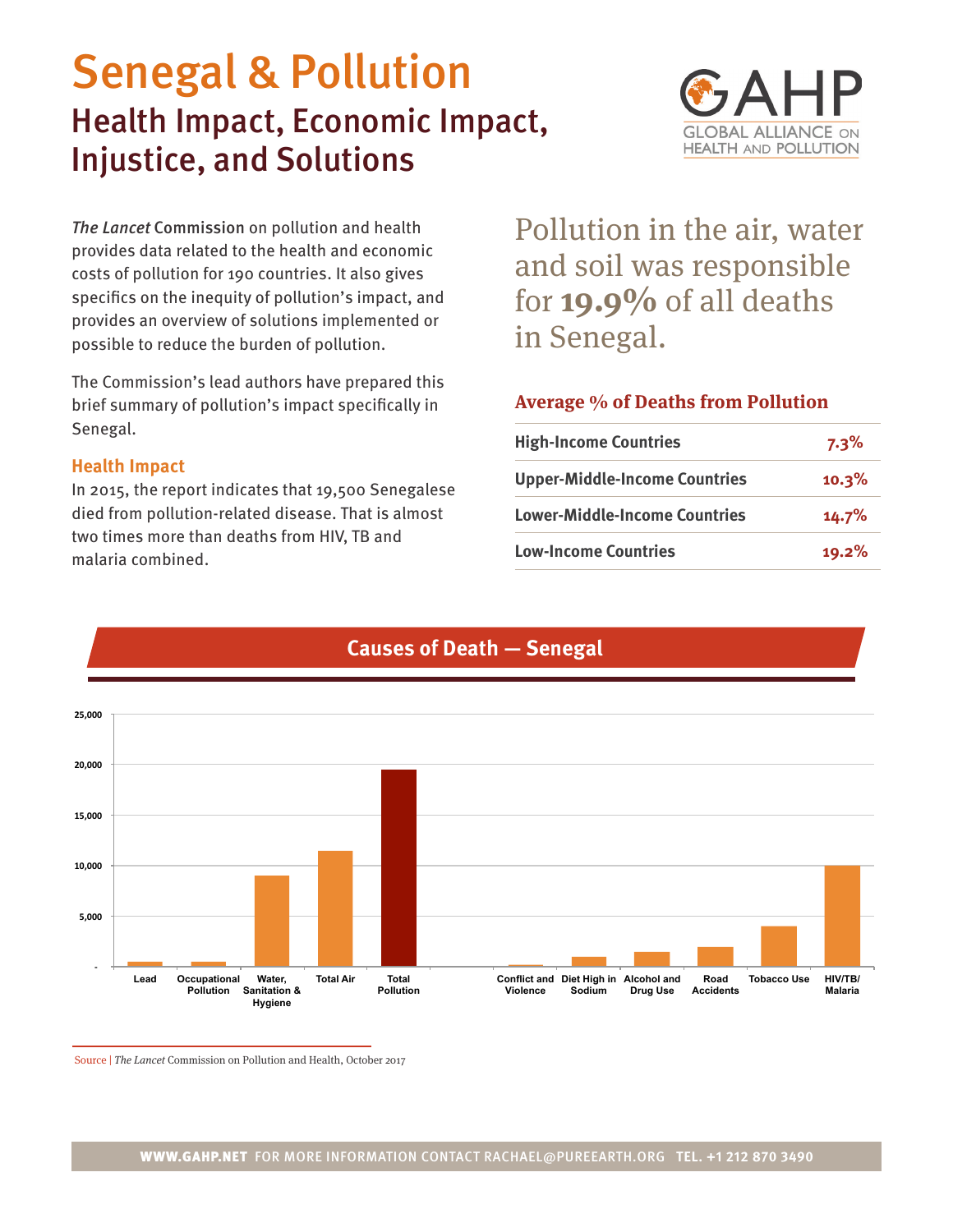# Senegal & Pollution

## Health Impact, Economic Impact, Injustice, and Solutions

GAHP
GLOBAL ALLIANCE ON HEALTH AND POLLUTION

*The Lancet* Commission on pollution and health provides data related to the health and economic costs of pollution for 190 countries. It also gives specifics on the inequity of pollution's impact, and provides an overview of solutions implemented or possible to reduce the burden of pollution.

The Commission's lead authors have prepared this brief summary of pollution's impact specifically in Senegal.

### Health Impact

In 2015, the report indicates that 19,500 Senegalese died from pollution-related disease. That is almost two times more than deaths from HIV, TB and malaria combined.

Pollution in the air, water and soil was responsible for **19.9%** of all deaths in Senegal.

### Average % of Deaths from Pollution

| | |
|---|---|
| **High-Income Countries** | 7.3% |
| **Upper-Middle-Income Countries** | 10.3% |
| **Lower-Middle-Income Countries** | 14.7% |
| **Low-Income Countries** | 19.2% |

### Causes of Death — Senegal

Source | *The Lancet* Commission on Pollution and Health, October 2017

**WWW.GAHP.NET** FOR MORE INFORMATION CONTACT RACHAEL@PUREEARTH.ORG **TEL. +1 212 870 3490**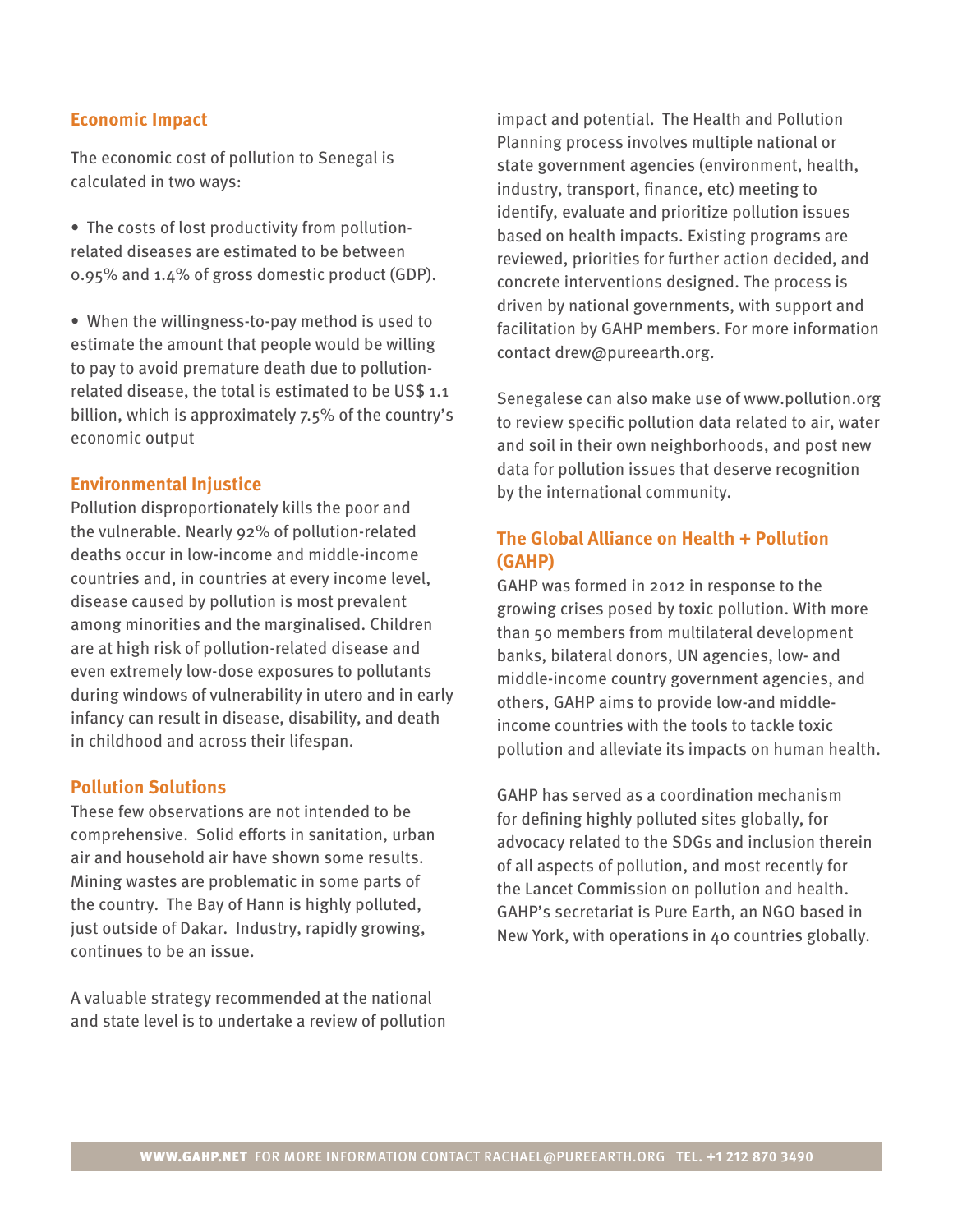## Economic Impact

The economic cost of pollution to Senegal is calculated in two ways:

- The costs of lost productivity from pollution-related diseases are estimated to be between 0.95% and 1.4% of gross domestic product (GDP).

- When the willingness-to-pay method is used to estimate the amount that people would be willing to pay to avoid premature death due to pollution-related disease, the total is estimated to be US$ 1.1 billion, which is approximately 7.5% of the country's economic output

## Environmental Injustice

Pollution disproportionately kills the poor and the vulnerable. Nearly 92% of pollution-related deaths occur in low-income and middle-income countries and, in countries at every income level, disease caused by pollution is most prevalent among minorities and the marginalised. Children are at high risk of pollution-related disease and even extremely low-dose exposures to pollutants during windows of vulnerability in utero and in early infancy can result in disease, disability, and death in childhood and across their lifespan.

## Pollution Solutions

These few observations are not intended to be comprehensive. Solid efforts in sanitation, urban air and household air have shown some results. Mining wastes are problematic in some parts of the country. The Bay of Hann is highly polluted, just outside of Dakar. Industry, rapidly growing, continues to be an issue.

A valuable strategy recommended at the national and state level is to undertake a review of pollution impact and potential. The Health and Pollution Planning process involves multiple national or state government agencies (environment, health, industry, transport, finance, etc) meeting to identify, evaluate and prioritize pollution issues based on health impacts. Existing programs are reviewed, priorities for further action decided, and concrete interventions designed. The process is driven by national governments, with support and facilitation by GAHP members. For more information contact drew@pureearth.org.

Senegalese can also make use of www.pollution.org to review specific pollution data related to air, water and soil in their own neighborhoods, and post new data for pollution issues that deserve recognition by the international community.

## The Global Alliance on Health + Pollution (GAHP)

GAHP was formed in 2012 in response to the growing crises posed by toxic pollution. With more than 50 members from multilateral development banks, bilateral donors, UN agencies, low- and middle-income country government agencies, and others, GAHP aims to provide low-and middle-income countries with the tools to tackle toxic pollution and alleviate its impacts on human health.

GAHP has served as a coordination mechanism for defining highly polluted sites globally, for advocacy related to the SDGs and inclusion therein of all aspects of pollution, and most recently for the Lancet Commission on pollution and health. GAHP's secretariat is Pure Earth, an NGO based in New York, with operations in 40 countries globally.